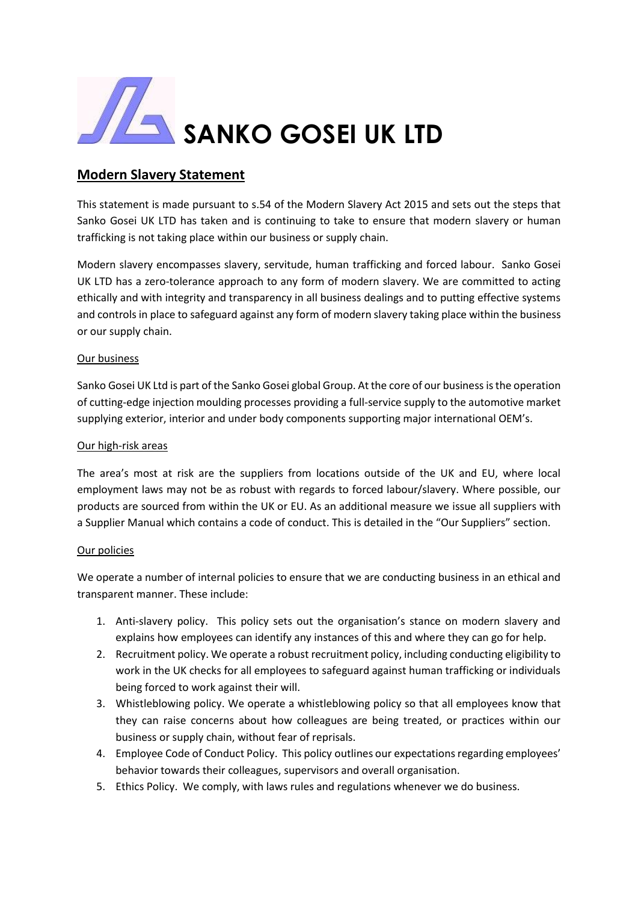# SANKO GOSEI UK LTD

## Modern Slavery Statement

This statement is made pursuant to s.54 of the Modern Slavery Act 2015 and sets out the steps that Sanko Gosei UK LTD has taken and is continuing to take to ensure that modern slavery or human trafficking is not taking place within our business or supply chain.

Modern slavery encompasses slavery, servitude, human trafficking and forced labour. Sanko Gosei UK LTD has a zero-tolerance approach to any form of modern slavery. We are committed to acting ethically and with integrity and transparency in all business dealings and to putting effective systems and controls in place to safeguard against any form of modern slavery taking place within the business or our supply chain.

### Our business

Sanko Gosei UK Ltd is part of the Sanko Gosei global Group. At the core of our business is the operation of cutting-edge injection moulding processes providing a full-service supply to the automotive market supplying exterior, interior and under body components supporting major international OEM's.

### Our high-risk areas

The area's most at risk are the suppliers from locations outside of the UK and EU, where local employment laws may not be as robust with regards to forced labour/slavery. Where possible, our products are sourced from within the UK or EU. As an additional measure we issue all suppliers with a Supplier Manual which contains a code of conduct. This is detailed in the "Our Suppliers" section.

### Our policies

We operate a number of internal policies to ensure that we are conducting business in an ethical and transparent manner. These include:

1. Anti-slavery policy. This policy sets out the organisation's stance on modern slavery and explains how employees can identify any instances of this and where they can go for help.
2. Recruitment policy. We operate a robust recruitment policy, including conducting eligibility to work in the UK checks for all employees to safeguard against human trafficking or individuals being forced to work against their will.
3. Whistleblowing policy. We operate a whistleblowing policy so that all employees know that they can raise concerns about how colleagues are being treated, or practices within our business or supply chain, without fear of reprisals.
4. Employee Code of Conduct Policy. This policy outlines our expectations regarding employees' behavior towards their colleagues, supervisors and overall organisation.
5. Ethics Policy. We comply, with laws rules and regulations whenever we do business.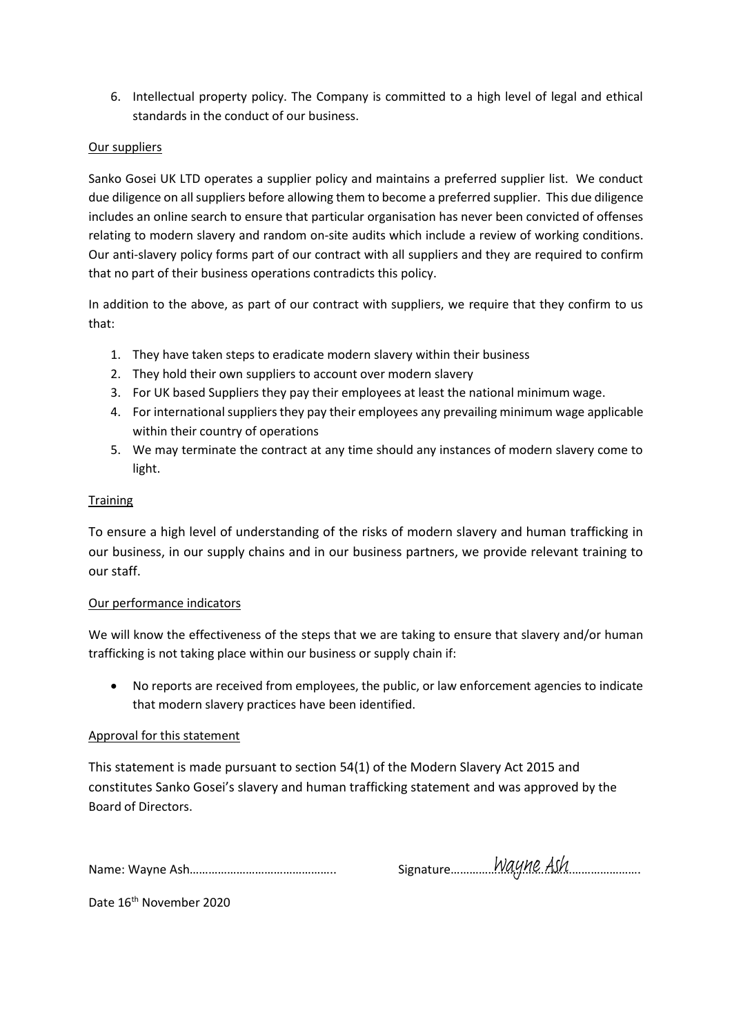6. Intellectual property policy. The Company is committed to a high level of legal and ethical standards in the conduct of our business.

## Our suppliers

Sanko Gosei UK LTD operates a supplier policy and maintains a preferred supplier list. We conduct due diligence on all suppliers before allowing them to become a preferred supplier. This due diligence includes an online search to ensure that particular organisation has never been convicted of offenses relating to modern slavery and random on-site audits which include a review of working conditions. Our anti-slavery policy forms part of our contract with all suppliers and they are required to confirm that no part of their business operations contradicts this policy.

In addition to the above, as part of our contract with suppliers, we require that they confirm to us that:

1. They have taken steps to eradicate modern slavery within their business
2. They hold their own suppliers to account over modern slavery
3. For UK based Suppliers they pay their employees at least the national minimum wage.
4. For international suppliers they pay their employees any prevailing minimum wage applicable within their country of operations
5. We may terminate the contract at any time should any instances of modern slavery come to light.

## Training

To ensure a high level of understanding of the risks of modern slavery and human trafficking in our business, in our supply chains and in our business partners, we provide relevant training to our staff.

## Our performance indicators

We will know the effectiveness of the steps that we are taking to ensure that slavery and/or human trafficking is not taking place within our business or supply chain if:

- No reports are received from employees, the public, or law enforcement agencies to indicate that modern slavery practices have been identified.

## Approval for this statement

This statement is made pursuant to section 54(1) of the Modern Slavery Act 2015 and constitutes Sanko Gosei's slavery and human trafficking statement and was approved by the Board of Directors.

Name: Wayne Ash……………………………………….. Signature……………Wayne Ash…………………….

Date 16th November 2020